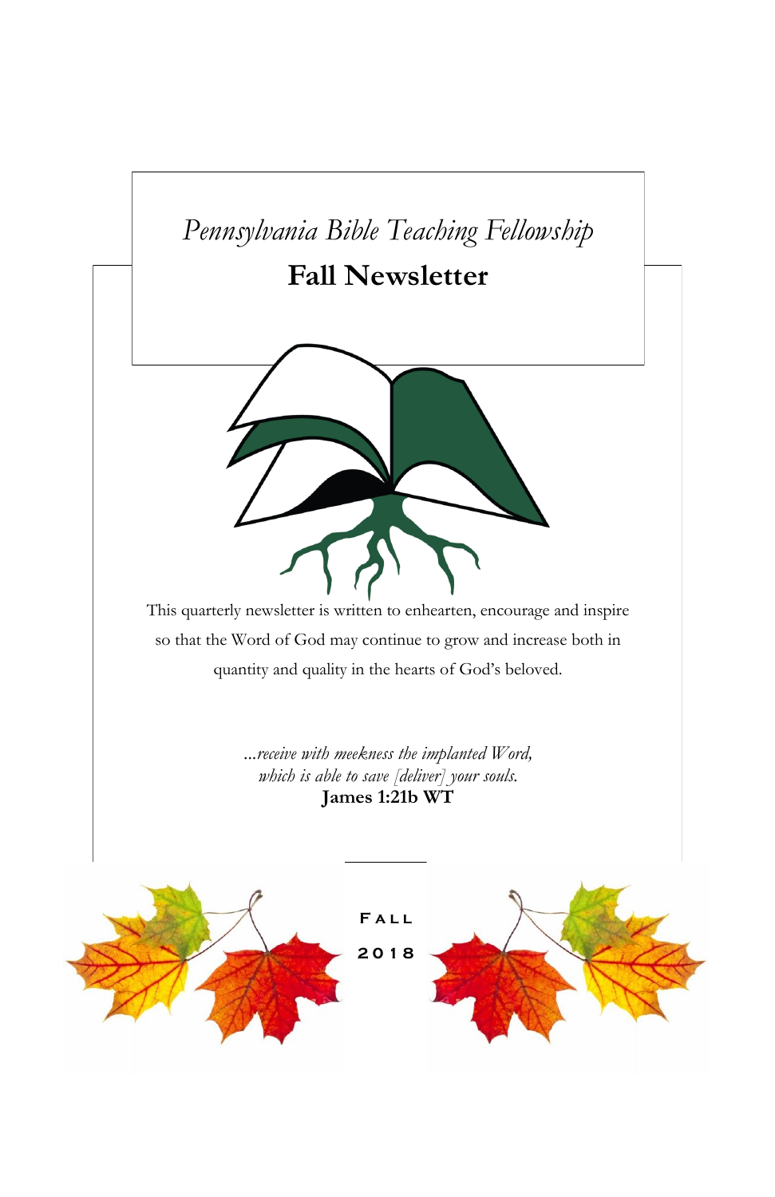*Pennsylvania Bible Teaching Fellowship*

# Fall Newsletter

This quarterly newsletter is written to enhearten, encourage and inspire so that the Word of God may continue to grow and increase both in quantity and quality in the hearts of God's beloved.

*...receive with meekness the implanted Word,*
*which is able to save [deliver] your souls.*
**James 1:21b WT**

Fall

2018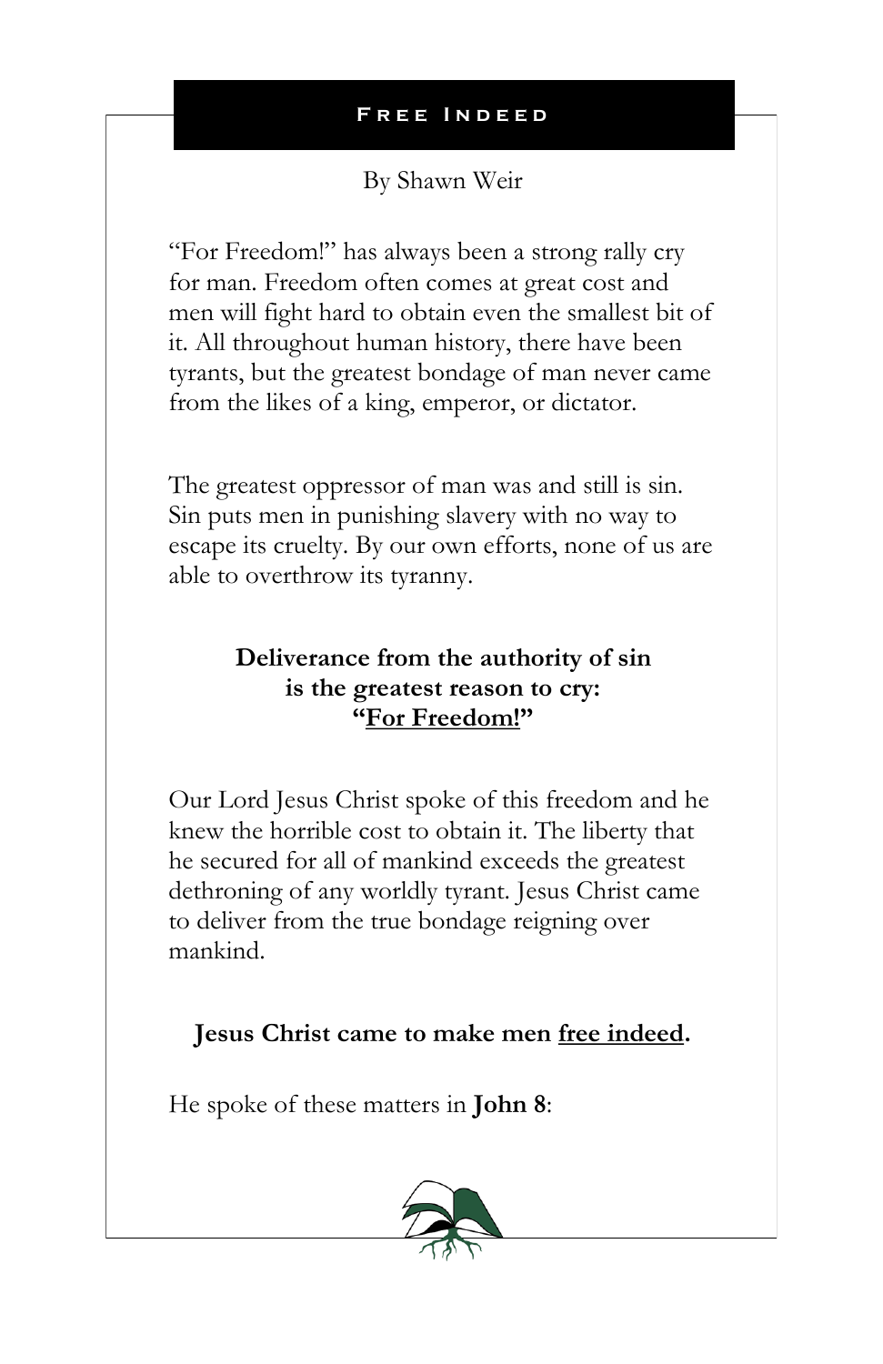# Free Indeed

By Shawn Weir

"For Freedom!" has always been a strong rally cry for man. Freedom often comes at great cost and men will fight hard to obtain even the smallest bit of it. All throughout human history, there have been tyrants, but the greatest bondage of man never came from the likes of a king, emperor, or dictator.

The greatest oppressor of man was and still is sin. Sin puts men in punishing slavery with no way to escape its cruelty. By our own efforts, none of us are able to overthrow its tyranny.

**Deliverance from the authority of sin is the greatest reason to cry: "<u>For Freedom!</u>"**

Our Lord Jesus Christ spoke of this freedom and he knew the horrible cost to obtain it. The liberty that he secured for all of mankind exceeds the greatest dethroning of any worldly tyrant. Jesus Christ came to deliver from the true bondage reigning over mankind.

**Jesus Christ came to make men <u>free indeed</u>.**

He spoke of these matters in **John 8**: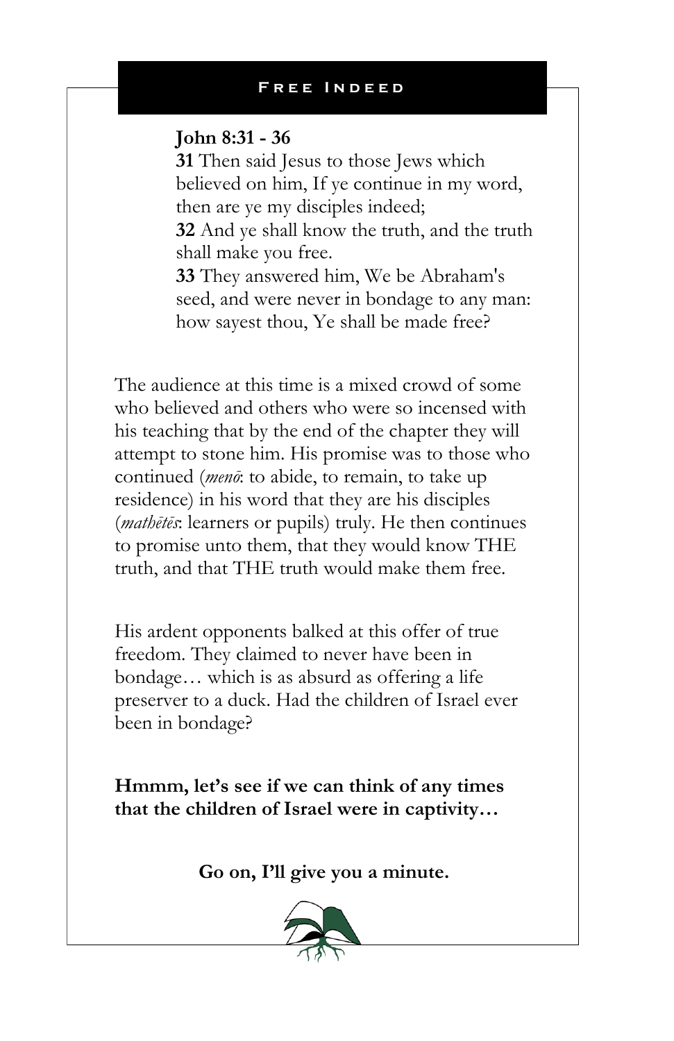## Free Indeed

**John 8:31 - 36**

**31** Then said Jesus to those Jews which believed on him, If ye continue in my word, then are ye my disciples indeed;

**32** And ye shall know the truth, and the truth shall make you free.

**33** They answered him, We be Abraham's seed, and were never in bondage to any man: how sayest thou, Ye shall be made free?

The audience at this time is a mixed crowd of some who believed and others who were so incensed with his teaching that by the end of the chapter they will attempt to stone him. His promise was to those who continued (*menō*: to abide, to remain, to take up residence) in his word that they are his disciples (*mathētēs*: learners or pupils) truly. He then continues to promise unto them, that they would know THE truth, and that THE truth would make them free.

His ardent opponents balked at this offer of true freedom. They claimed to never have been in bondage… which is as absurd as offering a life preserver to a duck. Had the children of Israel ever been in bondage?

**Hmmm, let's see if we can think of any times that the children of Israel were in captivity…**

**Go on, I'll give you a minute.**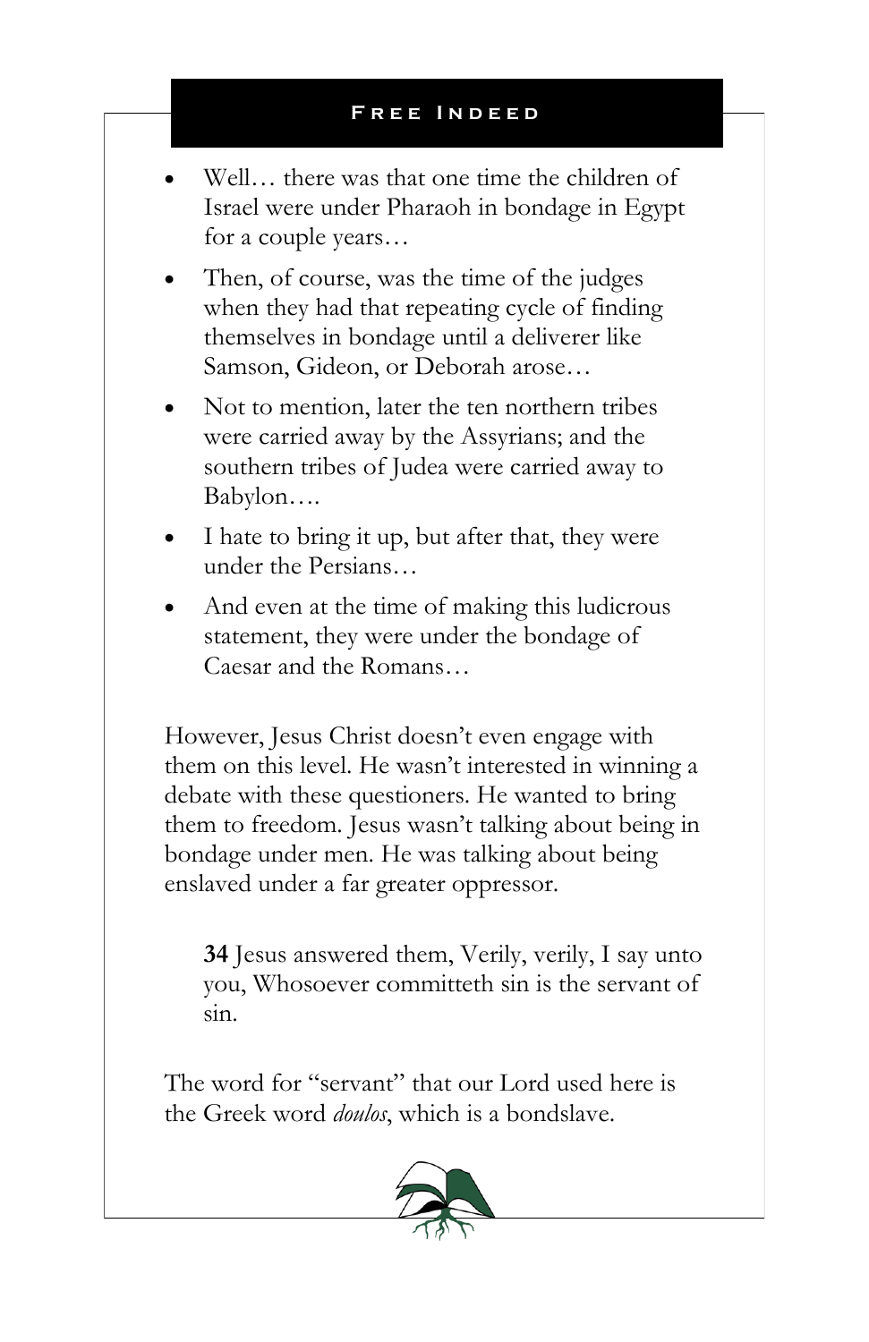- Well… there was that one time the children of Israel were under Pharaoh in bondage in Egypt for a couple years…
- Then, of course, was the time of the judges when they had that repeating cycle of finding themselves in bondage until a deliverer like Samson, Gideon, or Deborah arose…
- Not to mention, later the ten northern tribes were carried away by the Assyrians; and the southern tribes of Judea were carried away to Babylon….
- I hate to bring it up, but after that, they were under the Persians…
- And even at the time of making this ludicrous statement, they were under the bondage of Caesar and the Romans…

However, Jesus Christ doesn't even engage with them on this level. He wasn't interested in winning a debate with these questioners. He wanted to bring them to freedom. Jesus wasn't talking about being in bondage under men. He was talking about being enslaved under a far greater oppressor.

> **34** Jesus answered them, Verily, verily, I say unto you, Whosoever committeth sin is the servant of sin.

The word for "servant" that our Lord used here is the Greek word *doulos*, which is a bondslave.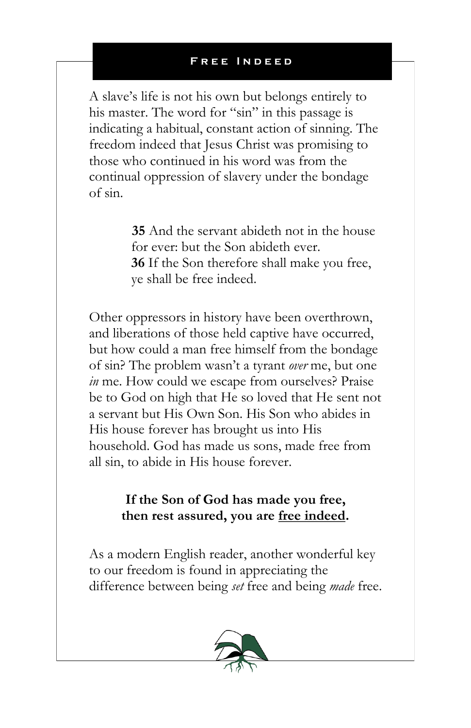## Free Indeed

A slave's life is not his own but belongs entirely to his master. The word for "sin" in this passage is indicating a habitual, constant action of sinning. The freedom indeed that Jesus Christ was promising to those who continued in his word was from the continual oppression of slavery under the bondage of sin.

> **35** And the servant abideth not in the house for ever: but the Son abideth ever.
> **36** If the Son therefore shall make you free, ye shall be free indeed.

Other oppressors in history have been overthrown, and liberations of those held captive have occurred, but how could a man free himself from the bondage of sin? The problem wasn't a tyrant *over* me, but one *in* me. How could we escape from ourselves? Praise be to God on high that He so loved that He sent not a servant but His Own Son. His Son who abides in His house forever has brought us into His household. God has made us sons, made free from all sin, to abide in His house forever.

**If the Son of God has made you free, then rest assured, you are <u>free indeed</u>.**

As a modern English reader, another wonderful key to our freedom is found in appreciating the difference between being *set* free and being *made* free.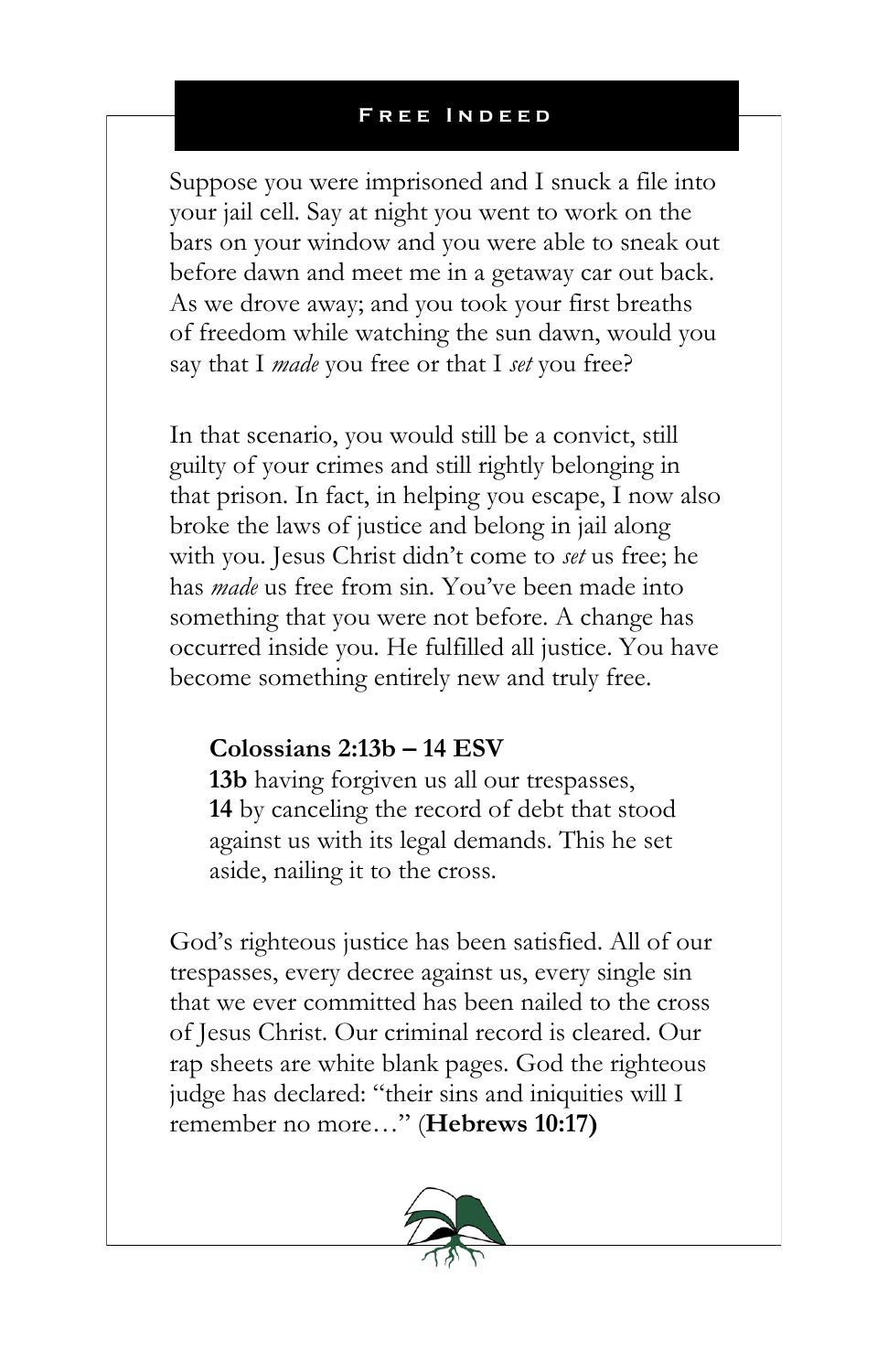## Free Indeed

Suppose you were imprisoned and I snuck a file into your jail cell. Say at night you went to work on the bars on your window and you were able to sneak out before dawn and meet me in a getaway car out back. As we drove away; and you took your first breaths of freedom while watching the sun dawn, would you say that I *made* you free or that I *set* you free?

In that scenario, you would still be a convict, still guilty of your crimes and still rightly belonging in that prison. In fact, in helping you escape, I now also broke the laws of justice and belong in jail along with you. Jesus Christ didn't come to *set* us free; he has *made* us free from sin. You've been made into something that you were not before. A change has occurred inside you. He fulfilled all justice. You have become something entirely new and truly free.

> **Colossians 2:13b – 14 ESV**
> **13b** having forgiven us all our trespasses,
> **14** by canceling the record of debt that stood against us with its legal demands. This he set aside, nailing it to the cross.

God's righteous justice has been satisfied. All of our trespasses, every decree against us, every single sin that we ever committed has been nailed to the cross of Jesus Christ. Our criminal record is cleared. Our rap sheets are white blank pages. God the righteous judge has declared: "their sins and iniquities will I remember no more…" (**Hebrews 10:17)**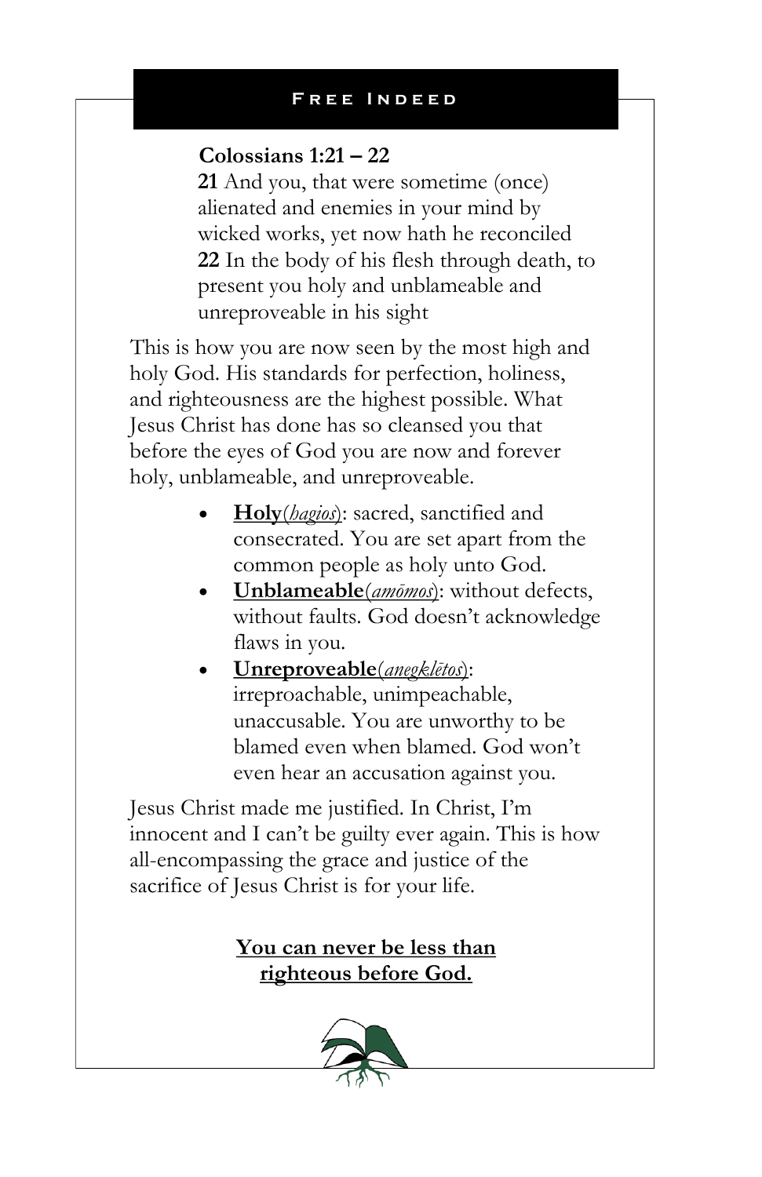**Colossians 1:21 – 22**

**21** And you, that were sometime (once) alienated and enemies in your mind by wicked works, yet now hath he reconciled
**22** In the body of his flesh through death, to present you holy and unblameable and unreproveable in his sight

This is how you are now seen by the most high and holy God. His standards for perfection, holiness, and righteousness are the highest possible. What Jesus Christ has done has so cleansed you that before the eyes of God you are now and forever holy, unblameable, and unreproveable.

- **Holy**(*hagios*): sacred, sanctified and consecrated. You are set apart from the common people as holy unto God.
- **Unblameable**(*amōmos*): without defects, without faults. God doesn't acknowledge flaws in you.
- **Unreproveable**(*anegklētos*): irreproachable, unimpeachable, unaccusable. You are unworthy to be blamed even when blamed. God won't even hear an accusation against you.

Jesus Christ made me justified. In Christ, I'm innocent and I can't be guilty ever again. This is how all-encompassing the grace and justice of the sacrifice of Jesus Christ is for your life.

**You can never be less than righteous before God.**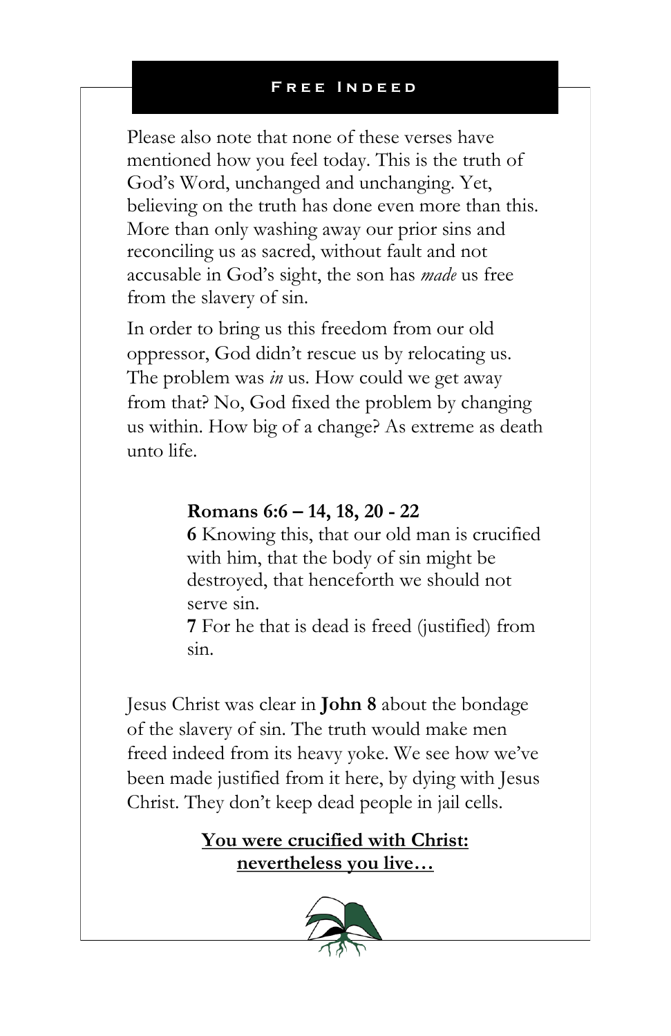Please also note that none of these verses have mentioned how you feel today. This is the truth of God's Word, unchanged and unchanging. Yet, believing on the truth has done even more than this. More than only washing away our prior sins and reconciling us as sacred, without fault and not accusable in God's sight, the son has *made* us free from the slavery of sin.

In order to bring us this freedom from our old oppressor, God didn't rescue us by relocating us. The problem was *in* us. How could we get away from that? No, God fixed the problem by changing us within. How big of a change? As extreme as death unto life.

> **Romans 6:6 – 14, 18, 20 - 22**
> **6** Knowing this, that our old man is crucified with him, that the body of sin might be destroyed, that henceforth we should not serve sin.
> **7** For he that is dead is freed (justified) from sin.

Jesus Christ was clear in **John 8** about the bondage of the slavery of sin. The truth would make men freed indeed from its heavy yoke. We see how we've been made justified from it here, by dying with Jesus Christ. They don't keep dead people in jail cells.

<u>**You were crucified with Christ: nevertheless you live…**</u>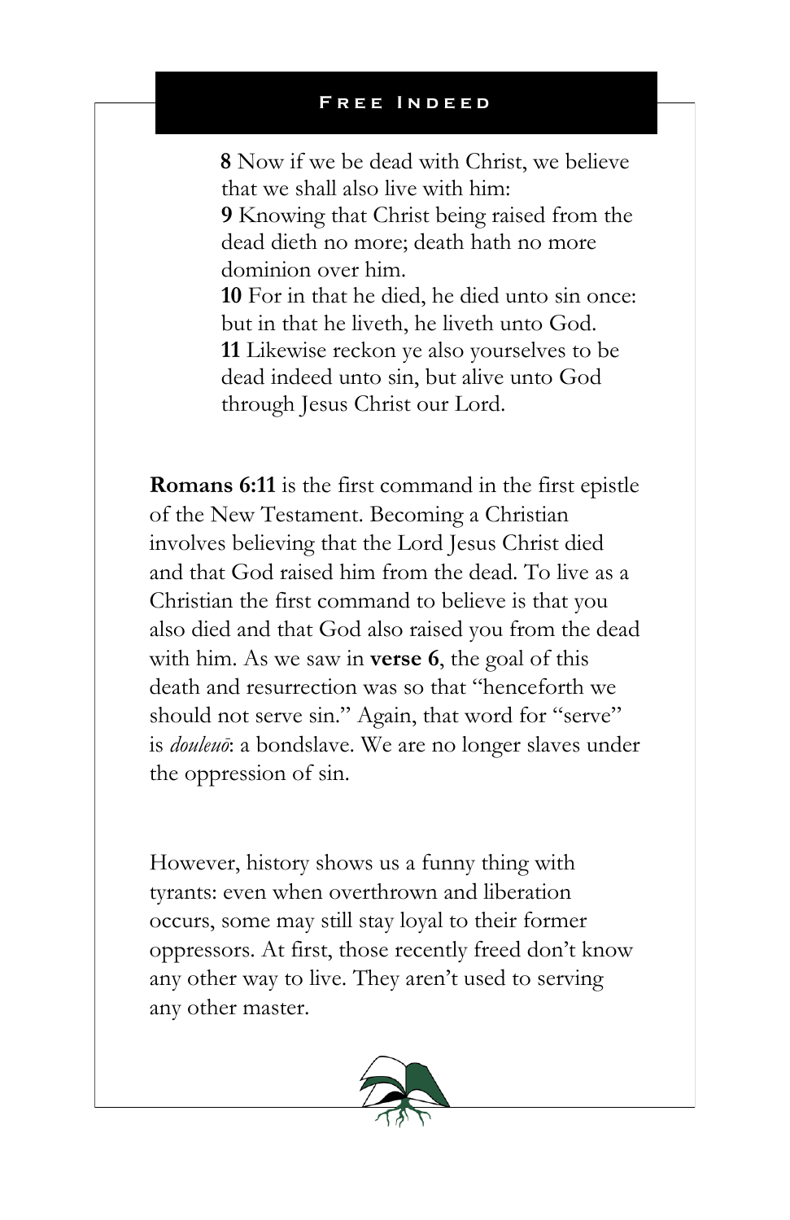**8** Now if we be dead with Christ, we believe that we shall also live with him:
**9** Knowing that Christ being raised from the dead dieth no more; death hath no more dominion over him.
**10** For in that he died, he died unto sin once: but in that he liveth, he liveth unto God.
**11** Likewise reckon ye also yourselves to be dead indeed unto sin, but alive unto God through Jesus Christ our Lord.

**Romans 6:11** is the first command in the first epistle of the New Testament. Becoming a Christian involves believing that the Lord Jesus Christ died and that God raised him from the dead. To live as a Christian the first command to believe is that you also died and that God also raised you from the dead with him. As we saw in **verse 6**, the goal of this death and resurrection was so that "henceforth we should not serve sin." Again, that word for "serve" is *douleuō*: a bondslave. We are no longer slaves under the oppression of sin.

However, history shows us a funny thing with tyrants: even when overthrown and liberation occurs, some may still stay loyal to their former oppressors. At first, those recently freed don't know any other way to live. They aren't used to serving any other master.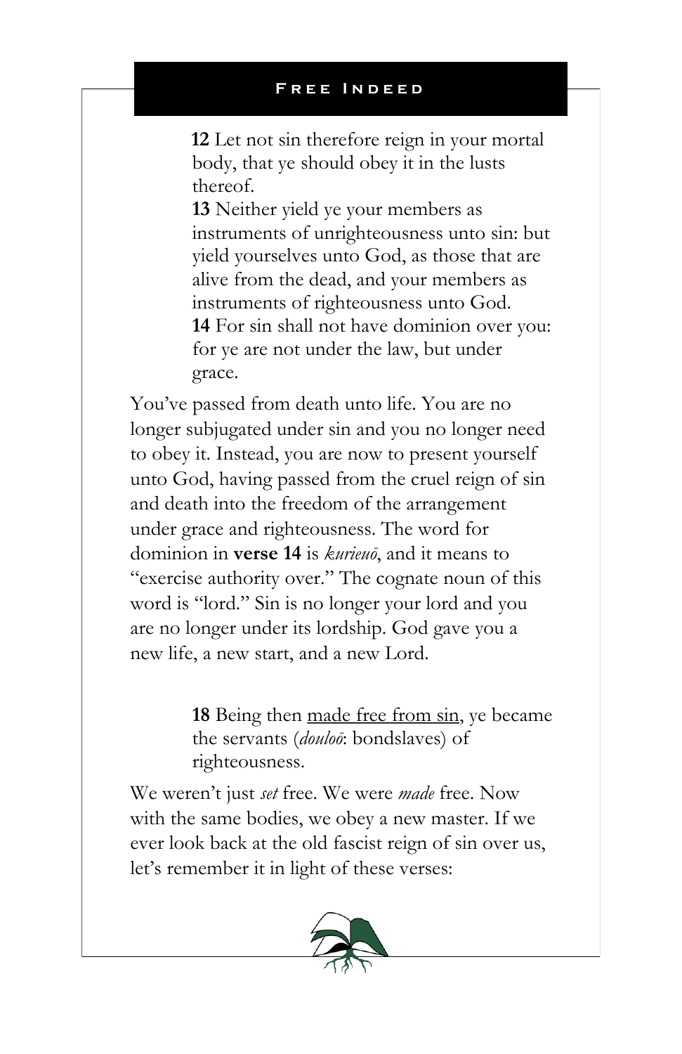**12** Let not sin therefore reign in your mortal body, that ye should obey it in the lusts thereof.
**13** Neither yield ye your members as instruments of unrighteousness unto sin: but yield yourselves unto God, as those that are alive from the dead, and your members as instruments of righteousness unto God.
**14** For sin shall not have dominion over you: for ye are not under the law, but under grace.

You've passed from death unto life. You are no longer subjugated under sin and you no longer need to obey it. Instead, you are now to present yourself unto God, having passed from the cruel reign of sin and death into the freedom of the arrangement under grace and righteousness. The word for dominion in **verse 14** is *kurieuō*, and it means to "exercise authority over." The cognate noun of this word is "lord." Sin is no longer your lord and you are no longer under its lordship. God gave you a new life, a new start, and a new Lord.

**18** Being then <u>made free from sin</u>, ye became the servants (*douloō*: bondslaves) of righteousness.

We weren't just *set* free. We were *made* free. Now with the same bodies, we obey a new master. If we ever look back at the old fascist reign of sin over us, let's remember it in light of these verses: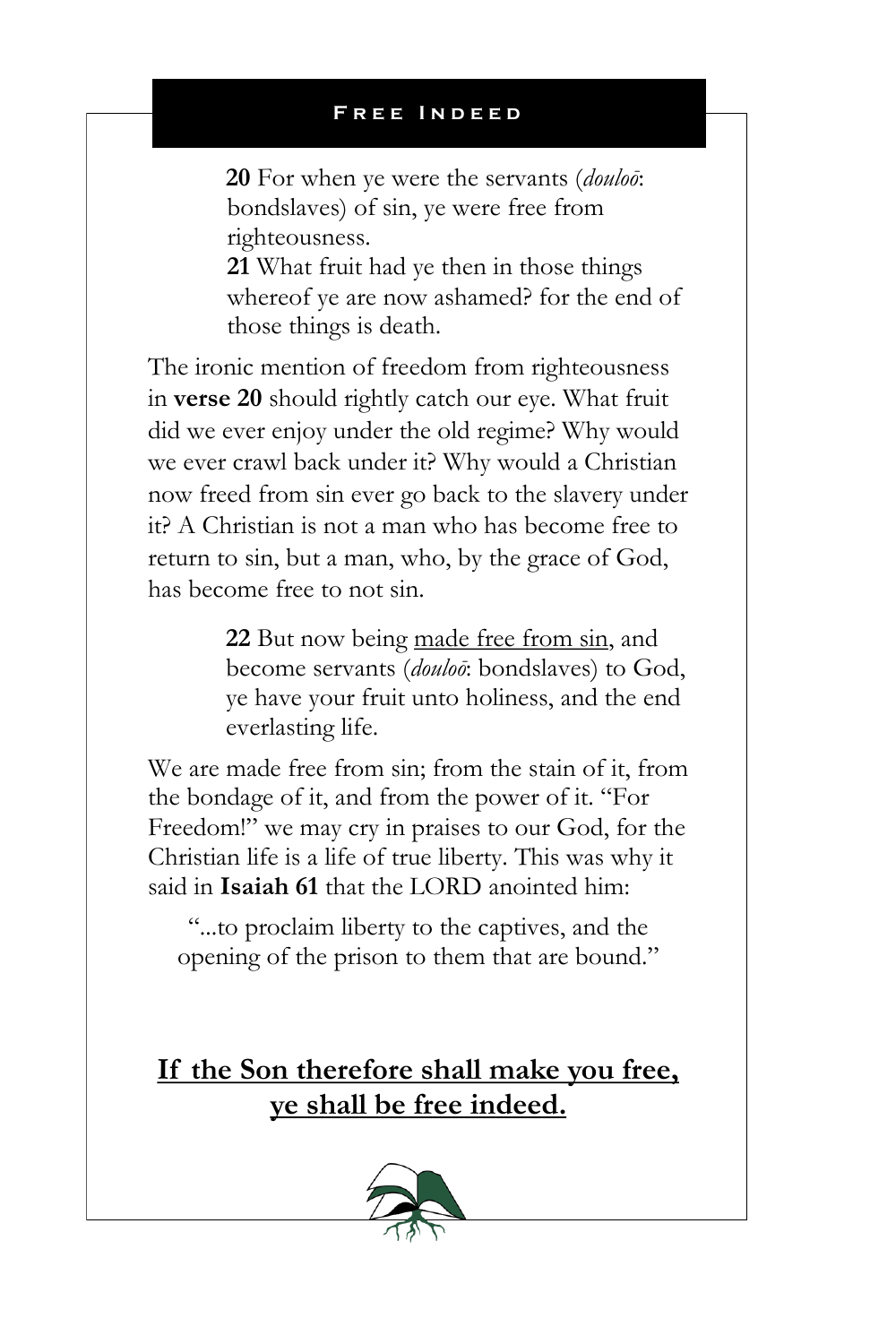## Free Indeed

> **20** For when ye were the servants (*douloō*: bondslaves) of sin, ye were free from righteousness.
> **21** What fruit had ye then in those things whereof ye are now ashamed? for the end of those things is death.

The ironic mention of freedom from righteousness in **verse 20** should rightly catch our eye. What fruit did we ever enjoy under the old regime? Why would we ever crawl back under it? Why would a Christian now freed from sin ever go back to the slavery under it? A Christian is not a man who has become free to return to sin, but a man, who, by the grace of God, has become free to not sin.

> **22** But now being <u>made free from sin</u>, and become servants (*douloō*: bondslaves) to God, ye have your fruit unto holiness, and the end everlasting life.

We are made free from sin; from the stain of it, from the bondage of it, and from the power of it. "For Freedom!" we may cry in praises to our God, for the Christian life is a life of true liberty. This was why it said in **Isaiah 61** that the LORD anointed him:

> "...to proclaim liberty to the captives, and the opening of the prison to them that are bound."

**<u>If the Son therefore shall make you free, ye shall be free indeed.</u>**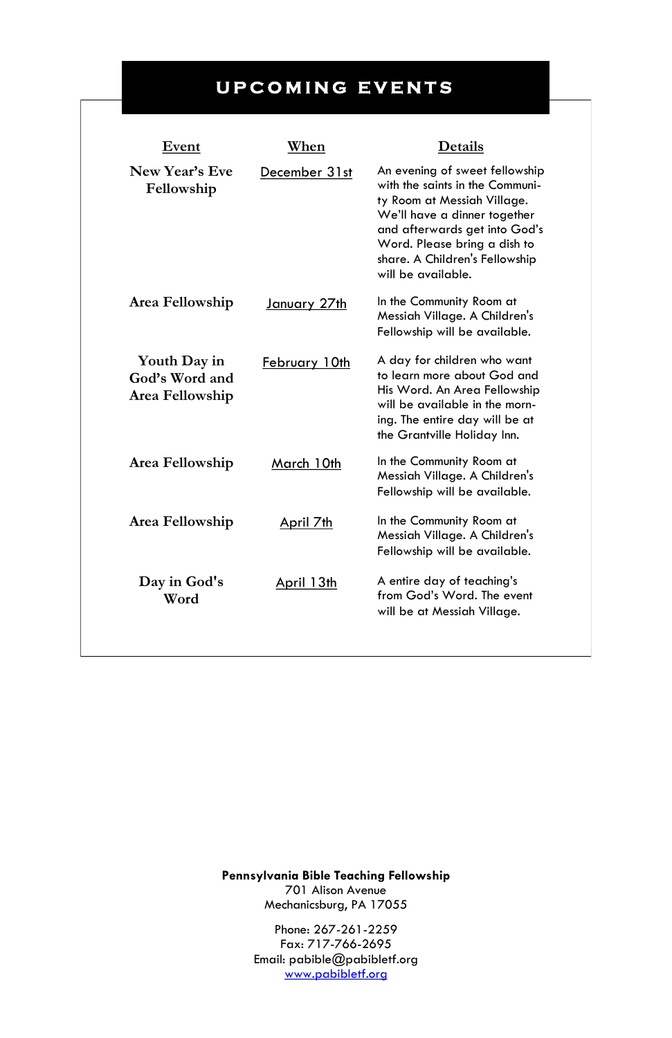# UPCOMING EVENTS

| Event | When | Details |
|---|---|---|
| New Year's Eve Fellowship | December 31st | An evening of sweet fellowship with the saints in the Community Room at Messiah Village. We'll have a dinner together and afterwards get into God's Word. Please bring a dish to share. A Children's Fellowship will be available. |
| Area Fellowship | January 27th | In the Community Room at Messiah Village. A Children's Fellowship will be available. |
| Youth Day in God's Word and Area Fellowship | February 10th | A day for children who want to learn more about God and His Word. An Area Fellowship will be available in the morning. The entire day will be at the Grantville Holiday Inn. |
| Area Fellowship | March 10th | In the Community Room at Messiah Village. A Children's Fellowship will be available. |
| Area Fellowship | April 7th | In the Community Room at Messiah Village. A Children's Fellowship will be available. |
| Day in God's Word | April 13th | A entire day of teaching's from God's Word. The event will be at Messiah Village. |

**Pennsylvania Bible Teaching Fellowship**
701 Alison Avenue
Mechanicsburg, PA 17055

Phone: 267-261-2259
Fax: 717-766-2695
Email: pabible@pabibletf.org
www.pabibletf.org